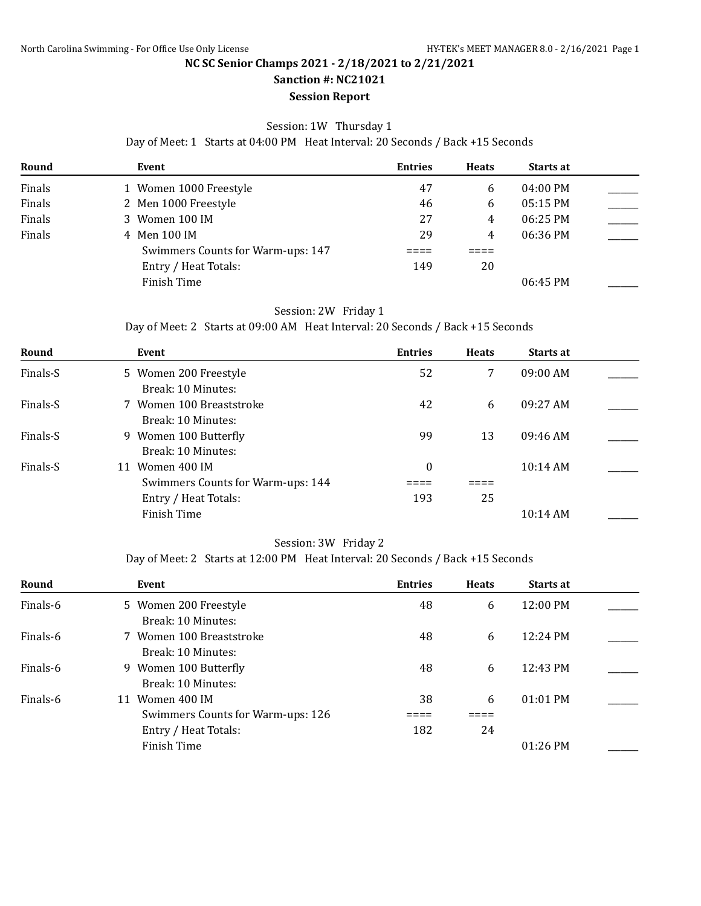**NC SC Senior Champs 2021 - 2/18/2021 to 2/21/2021**

**Sanction #: NC21021**

**Session Report**

Session: 1W Thursday 1

Day of Meet: 1 Starts at 04:00 PM Heat Interval: 20 Seconds / Back +15 Seconds

| Round | Event | Entries | Heats | Starts at | |
|---|---|---|---|---|---|
| Finals | 1 Women 1000 Freestyle | 47 | 6 | 04:00 PM | ______ |
| Finals | 2 Men 1000 Freestyle | 46 | 6 | 05:15 PM | ______ |
| Finals | 3 Women 100 IM | 27 | 4 | 06:25 PM | ______ |
| Finals | 4 Men 100 IM | 29 | 4 | 06:36 PM | ______ |
| | Swimmers Counts for Warm-ups: 147 | ==== | ==== | | |
| | Entry / Heat Totals: | 149 | 20 | | |
| | Finish Time | | | 06:45 PM | ______ |

Session: 2W Friday 1

Day of Meet: 2 Starts at 09:00 AM Heat Interval: 20 Seconds / Back +15 Seconds

| Round | Event | Entries | Heats | Starts at | |
|---|---|---|---|---|---|
| Finals-S | 5 Women 200 Freestyle | 52 | 7 | 09:00 AM | ______ |
| | Break: 10 Minutes: | | | | |
| Finals-S | 7 Women 100 Breaststroke | 42 | 6 | 09:27 AM | ______ |
| | Break: 10 Minutes: | | | | |
| Finals-S | 9 Women 100 Butterfly | 99 | 13 | 09:46 AM | ______ |
| | Break: 10 Minutes: | | | | |
| Finals-S | 11 Women 400 IM | 0 | | 10:14 AM | ______ |
| | Swimmers Counts for Warm-ups: 144 | ==== | ==== | | |
| | Entry / Heat Totals: | 193 | 25 | | |
| | Finish Time | | | 10:14 AM | ______ |

Session: 3W Friday 2

Day of Meet: 2 Starts at 12:00 PM Heat Interval: 20 Seconds / Back +15 Seconds

| Round | Event | Entries | Heats | Starts at | |
|---|---|---|---|---|---|
| Finals-6 | 5 Women 200 Freestyle | 48 | 6 | 12:00 PM | ______ |
| | Break: 10 Minutes: | | | | |
| Finals-6 | 7 Women 100 Breaststroke | 48 | 6 | 12:24 PM | ______ |
| | Break: 10 Minutes: | | | | |
| Finals-6 | 9 Women 100 Butterfly | 48 | 6 | 12:43 PM | ______ |
| | Break: 10 Minutes: | | | | |
| Finals-6 | 11 Women 400 IM | 38 | 6 | 01:01 PM | ______ |
| | Swimmers Counts for Warm-ups: 126 | ==== | ==== | | |
| | Entry / Heat Totals: | 182 | 24 | | |
| | Finish Time | | | 01:26 PM | ______ |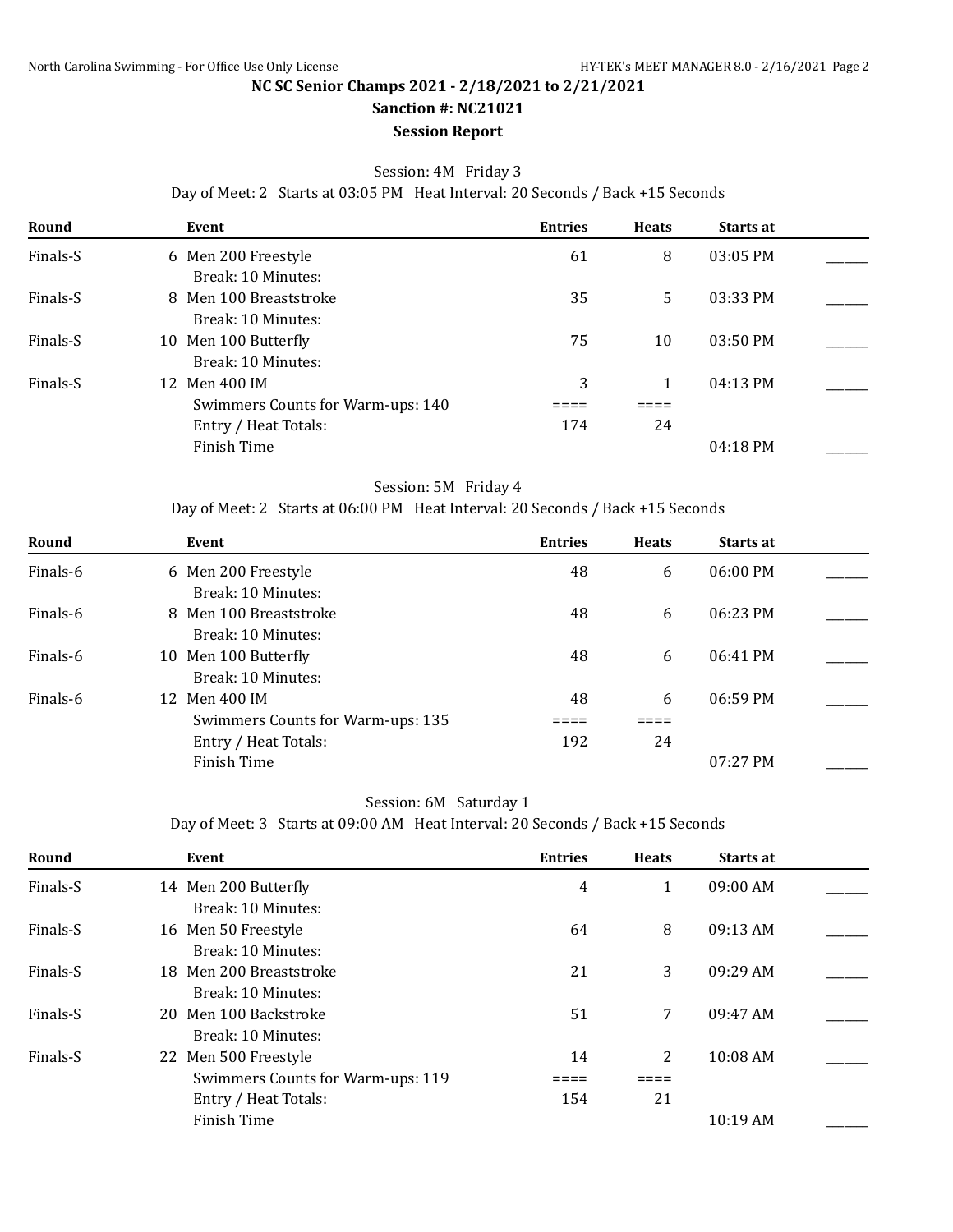**NC SC Senior Champs 2021 - 2/18/2021 to 2/21/2021**

**Sanction #: NC21021**

**Session Report**

Session: 4M Friday 3

Day of Meet: 2 Starts at 03:05 PM Heat Interval: 20 Seconds / Back +15 Seconds

| Round | Event | Entries | Heats | Starts at | |
|---|---|---|---|---|---|
| Finals-S | 6 Men 200 Freestyle | 61 | 8 | 03:05 PM | ______ |
| | Break: 10 Minutes: | | | | |
| Finals-S | 8 Men 100 Breaststroke | 35 | 5 | 03:33 PM | ______ |
| | Break: 10 Minutes: | | | | |
| Finals-S | 10 Men 100 Butterfly | 75 | 10 | 03:50 PM | ______ |
| | Break: 10 Minutes: | | | | |
| Finals-S | 12 Men 400 IM | 3 | 1 | 04:13 PM | ______ |
| | Swimmers Counts for Warm-ups: 140 | ==== | ==== | | |
| | Entry / Heat Totals: | 174 | 24 | | |
| | Finish Time | | | 04:18 PM | ______ |

Session: 5M Friday 4

Day of Meet: 2 Starts at 06:00 PM Heat Interval: 20 Seconds / Back +15 Seconds

| Round | Event | Entries | Heats | Starts at | |
|---|---|---|---|---|---|
| Finals-6 | 6 Men 200 Freestyle | 48 | 6 | 06:00 PM | ______ |
| | Break: 10 Minutes: | | | | |
| Finals-6 | 8 Men 100 Breaststroke | 48 | 6 | 06:23 PM | ______ |
| | Break: 10 Minutes: | | | | |
| Finals-6 | 10 Men 100 Butterfly | 48 | 6 | 06:41 PM | ______ |
| | Break: 10 Minutes: | | | | |
| Finals-6 | 12 Men 400 IM | 48 | 6 | 06:59 PM | ______ |
| | Swimmers Counts for Warm-ups: 135 | ==== | ==== | | |
| | Entry / Heat Totals: | 192 | 24 | | |
| | Finish Time | | | 07:27 PM | ______ |

Session: 6M Saturday 1

Day of Meet: 3 Starts at 09:00 AM Heat Interval: 20 Seconds / Back +15 Seconds

| Round | Event | Entries | Heats | Starts at | |
|---|---|---|---|---|---|
| Finals-S | 14 Men 200 Butterfly | 4 | 1 | 09:00 AM | ______ |
| | Break: 10 Minutes: | | | | |
| Finals-S | 16 Men 50 Freestyle | 64 | 8 | 09:13 AM | ______ |
| | Break: 10 Minutes: | | | | |
| Finals-S | 18 Men 200 Breaststroke | 21 | 3 | 09:29 AM | ______ |
| | Break: 10 Minutes: | | | | |
| Finals-S | 20 Men 100 Backstroke | 51 | 7 | 09:47 AM | ______ |
| | Break: 10 Minutes: | | | | |
| Finals-S | 22 Men 500 Freestyle | 14 | 2 | 10:08 AM | ______ |
| | Swimmers Counts for Warm-ups: 119 | ==== | ==== | | |
| | Entry / Heat Totals: | 154 | 21 | | |
| | Finish Time | | | 10:19 AM | ______ |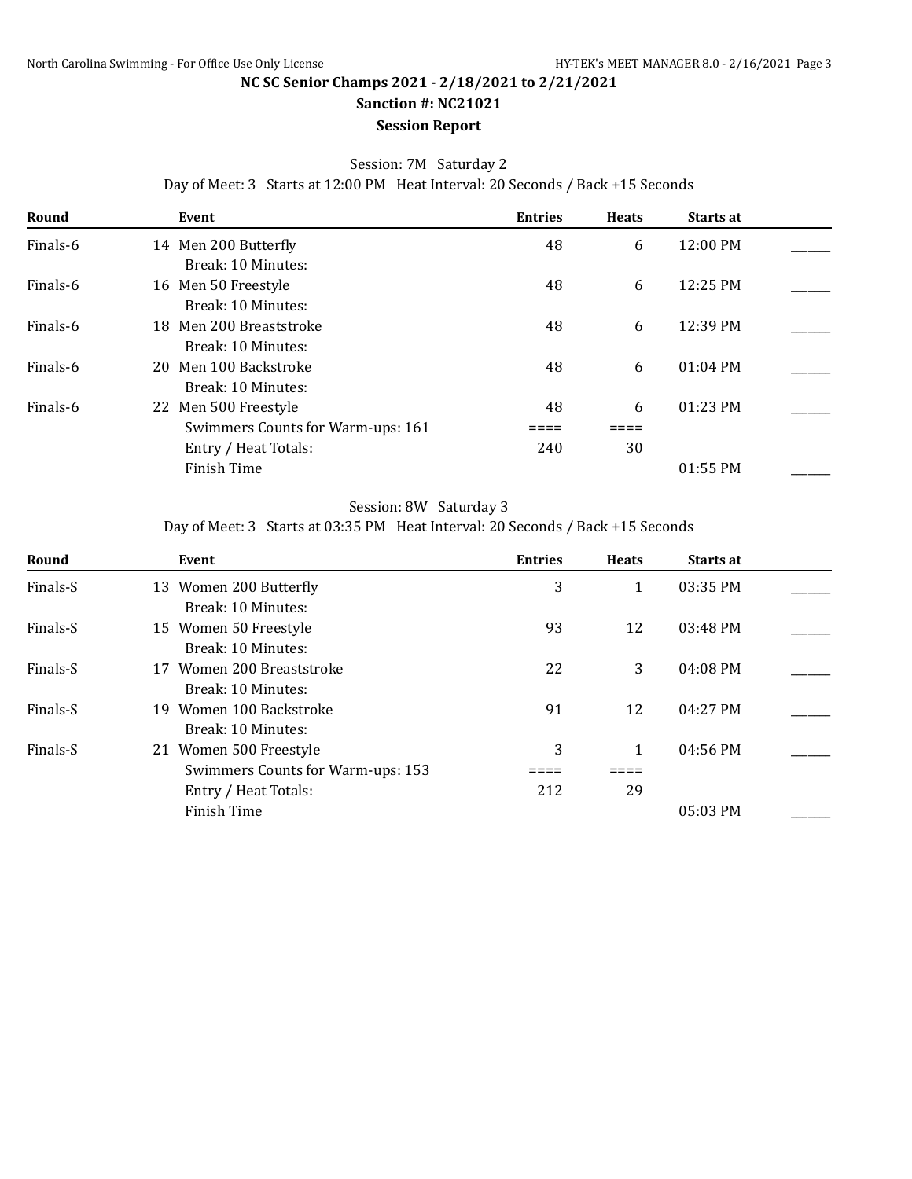## NC SC Senior Champs 2021 - 2/18/2021 to 2/21/2021

### Sanction #: NC21021

### Session Report

Session: 7M Saturday 2

Day of Meet: 3 Starts at 12:00 PM Heat Interval: 20 Seconds / Back +15 Seconds

| Round | Event | Entries | Heats | Starts at | |
|---|---|---|---|---|---|
| Finals-6 | 14 Men 200 Butterfly | 48 | 6 | 12:00 PM | ______ |
| | Break: 10 Minutes: | | | | |
| Finals-6 | 16 Men 50 Freestyle | 48 | 6 | 12:25 PM | ______ |
| | Break: 10 Minutes: | | | | |
| Finals-6 | 18 Men 200 Breaststroke | 48 | 6 | 12:39 PM | ______ |
| | Break: 10 Minutes: | | | | |
| Finals-6 | 20 Men 100 Backstroke | 48 | 6 | 01:04 PM | ______ |
| | Break: 10 Minutes: | | | | |
| Finals-6 | 22 Men 500 Freestyle | 48 | 6 | 01:23 PM | ______ |
| | Swimmers Counts for Warm-ups: 161 | ==== | ==== | | |
| | Entry / Heat Totals: | 240 | 30 | | |
| | Finish Time | | | 01:55 PM | ______ |

Session: 8W Saturday 3

Day of Meet: 3 Starts at 03:35 PM Heat Interval: 20 Seconds / Back +15 Seconds

| Round | Event | Entries | Heats | Starts at | |
|---|---|---|---|---|---|
| Finals-S | 13 Women 200 Butterfly | 3 | 1 | 03:35 PM | ______ |
| | Break: 10 Minutes: | | | | |
| Finals-S | 15 Women 50 Freestyle | 93 | 12 | 03:48 PM | ______ |
| | Break: 10 Minutes: | | | | |
| Finals-S | 17 Women 200 Breaststroke | 22 | 3 | 04:08 PM | ______ |
| | Break: 10 Minutes: | | | | |
| Finals-S | 19 Women 100 Backstroke | 91 | 12 | 04:27 PM | ______ |
| | Break: 10 Minutes: | | | | |
| Finals-S | 21 Women 500 Freestyle | 3 | 1 | 04:56 PM | ______ |
| | Swimmers Counts for Warm-ups: 153 | ==== | ==== | | |
| | Entry / Heat Totals: | 212 | 29 | | |
| | Finish Time | | | 05:03 PM | ______ |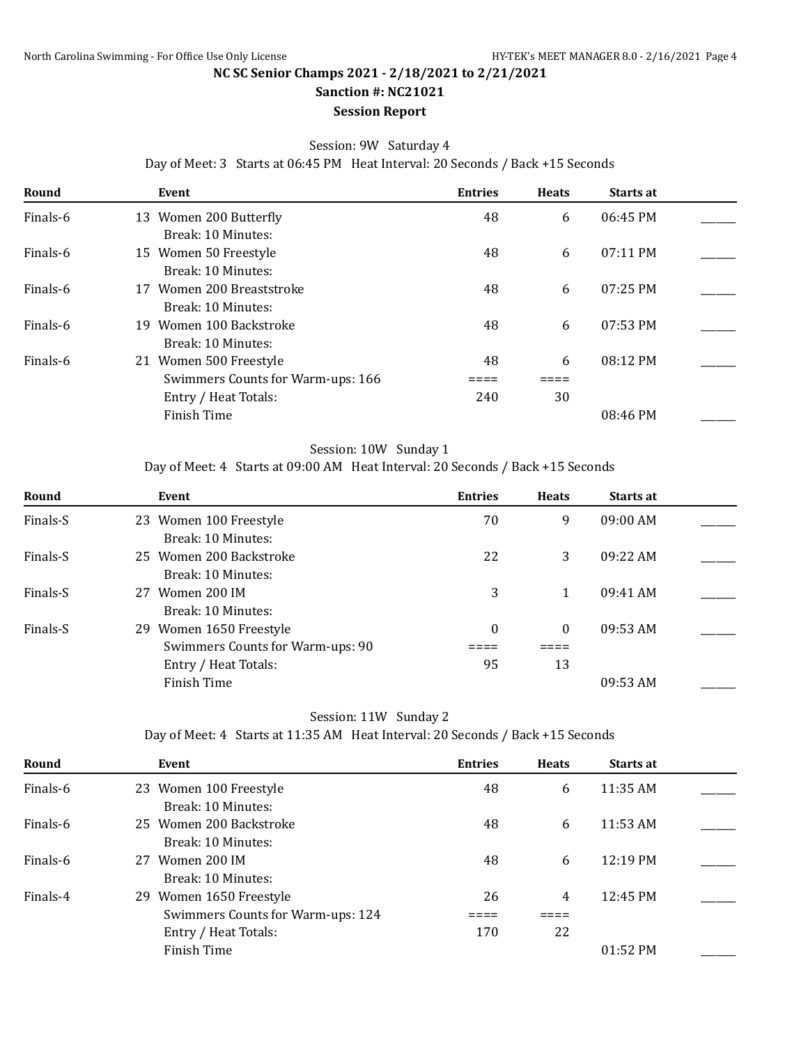**NC SC Senior Champs 2021 - 2/18/2021 to 2/21/2021**

**Sanction #: NC21021**

**Session Report**

Session: 9W Saturday 4

Day of Meet: 3 Starts at 06:45 PM Heat Interval: 20 Seconds / Back +15 Seconds

| Round | Event | Entries | Heats | Starts at | |
|---|---|---|---|---|---|
| Finals-6 | 13 Women 200 Butterfly | 48 | 6 | 06:45 PM | ______ |
| | Break: 10 Minutes: | | | | |
| Finals-6 | 15 Women 50 Freestyle | 48 | 6 | 07:11 PM | ______ |
| | Break: 10 Minutes: | | | | |
| Finals-6 | 17 Women 200 Breaststroke | 48 | 6 | 07:25 PM | ______ |
| | Break: 10 Minutes: | | | | |
| Finals-6 | 19 Women 100 Backstroke | 48 | 6 | 07:53 PM | ______ |
| | Break: 10 Minutes: | | | | |
| Finals-6 | 21 Women 500 Freestyle | 48 | 6 | 08:12 PM | ______ |
| | Swimmers Counts for Warm-ups: 166 | ==== | ==== | | |
| | Entry / Heat Totals: | 240 | 30 | | |
| | Finish Time | | | 08:46 PM | ______ |

Session: 10W Sunday 1

Day of Meet: 4 Starts at 09:00 AM Heat Interval: 20 Seconds / Back +15 Seconds

| Round | Event | Entries | Heats | Starts at | |
|---|---|---|---|---|---|
| Finals-S | 23 Women 100 Freestyle | 70 | 9 | 09:00 AM | ______ |
| | Break: 10 Minutes: | | | | |
| Finals-S | 25 Women 200 Backstroke | 22 | 3 | 09:22 AM | ______ |
| | Break: 10 Minutes: | | | | |
| Finals-S | 27 Women 200 IM | 3 | 1 | 09:41 AM | ______ |
| | Break: 10 Minutes: | | | | |
| Finals-S | 29 Women 1650 Freestyle | 0 | 0 | 09:53 AM | ______ |
| | Swimmers Counts for Warm-ups: 90 | ==== | ==== | | |
| | Entry / Heat Totals: | 95 | 13 | | |
| | Finish Time | | | 09:53 AM | ______ |

Session: 11W Sunday 2

Day of Meet: 4 Starts at 11:35 AM Heat Interval: 20 Seconds / Back +15 Seconds

| Round | Event | Entries | Heats | Starts at | |
|---|---|---|---|---|---|
| Finals-6 | 23 Women 100 Freestyle | 48 | 6 | 11:35 AM | ______ |
| | Break: 10 Minutes: | | | | |
| Finals-6 | 25 Women 200 Backstroke | 48 | 6 | 11:53 AM | ______ |
| | Break: 10 Minutes: | | | | |
| Finals-6 | 27 Women 200 IM | 48 | 6 | 12:19 PM | ______ |
| | Break: 10 Minutes: | | | | |
| Finals-4 | 29 Women 1650 Freestyle | 26 | 4 | 12:45 PM | ______ |
| | Swimmers Counts for Warm-ups: 124 | ==== | ==== | | |
| | Entry / Heat Totals: | 170 | 22 | | |
| | Finish Time | | | 01:52 PM | ______ |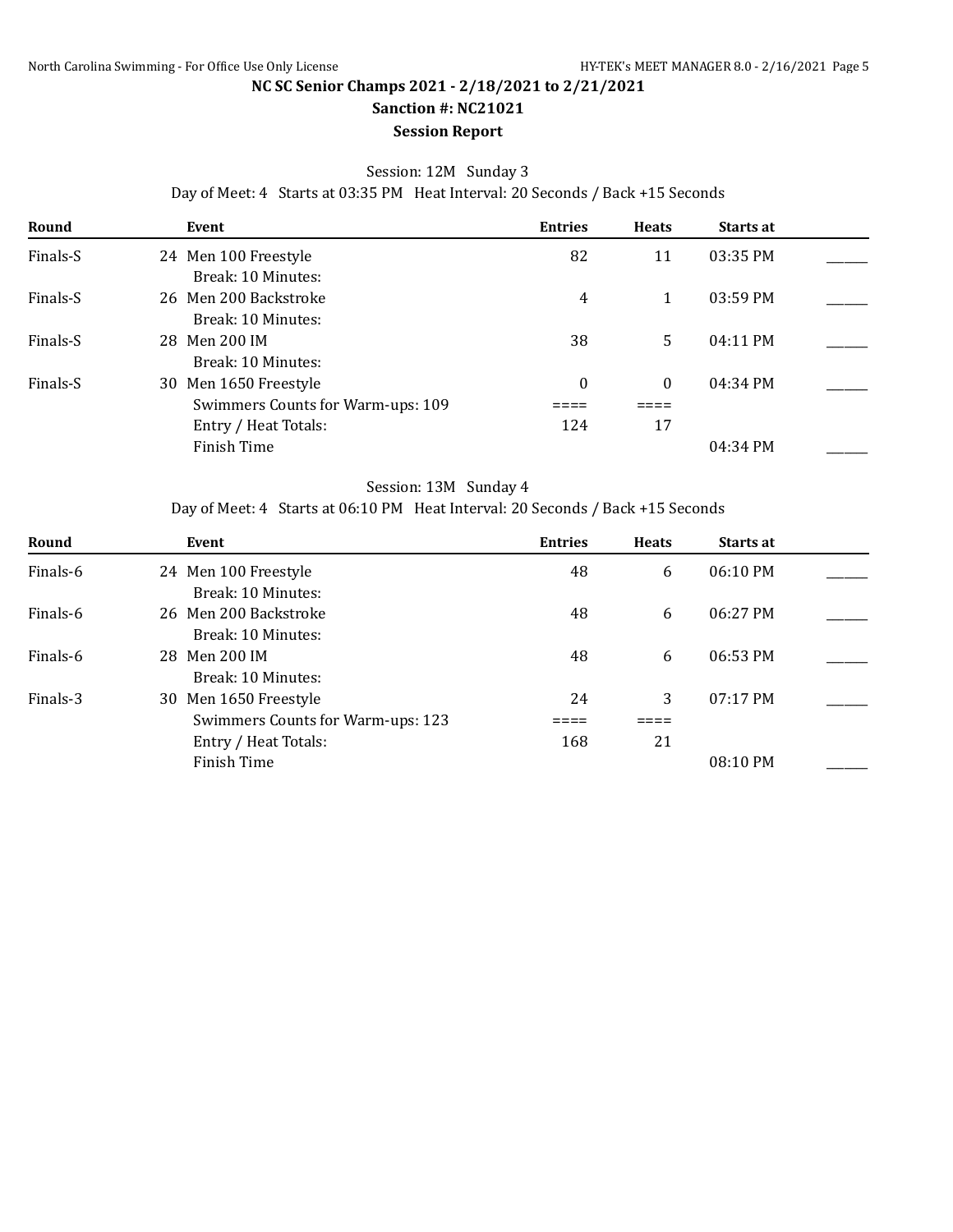# NC SC Senior Champs 2021 - 2/18/2021 to 2/21/2021

## Sanction #: NC21021

## Session Report

### Session: 12M Sunday 3

Day of Meet: 4 Starts at 03:35 PM Heat Interval: 20 Seconds / Back +15 Seconds

| Round | Event | Entries | Heats | Starts at | |
|---|---|---|---|---|---|
| Finals-S | 24 Men 100 Freestyle | 82 | 11 | 03:35 PM | ______ |
| | Break: 10 Minutes: | | | | |
| Finals-S | 26 Men 200 Backstroke | 4 | 1 | 03:59 PM | ______ |
| | Break: 10 Minutes: | | | | |
| Finals-S | 28 Men 200 IM | 38 | 5 | 04:11 PM | ______ |
| | Break: 10 Minutes: | | | | |
| Finals-S | 30 Men 1650 Freestyle | 0 | 0 | 04:34 PM | ______ |
| | Swimmers Counts for Warm-ups: 109 | ==== | ==== | | |
| | Entry / Heat Totals: | 124 | 17 | | |
| | Finish Time | | | 04:34 PM | ______ |

### Session: 13M Sunday 4

Day of Meet: 4 Starts at 06:10 PM Heat Interval: 20 Seconds / Back +15 Seconds

| Round | Event | Entries | Heats | Starts at | |
|---|---|---|---|---|---|
| Finals-6 | 24 Men 100 Freestyle | 48 | 6 | 06:10 PM | ______ |
| | Break: 10 Minutes: | | | | |
| Finals-6 | 26 Men 200 Backstroke | 48 | 6 | 06:27 PM | ______ |
| | Break: 10 Minutes: | | | | |
| Finals-6 | 28 Men 200 IM | 48 | 6 | 06:53 PM | ______ |
| | Break: 10 Minutes: | | | | |
| Finals-3 | 30 Men 1650 Freestyle | 24 | 3 | 07:17 PM | ______ |
| | Swimmers Counts for Warm-ups: 123 | ==== | ==== | | |
| | Entry / Heat Totals: | 168 | 21 | | |
| | Finish Time | | | 08:10 PM | ______ |